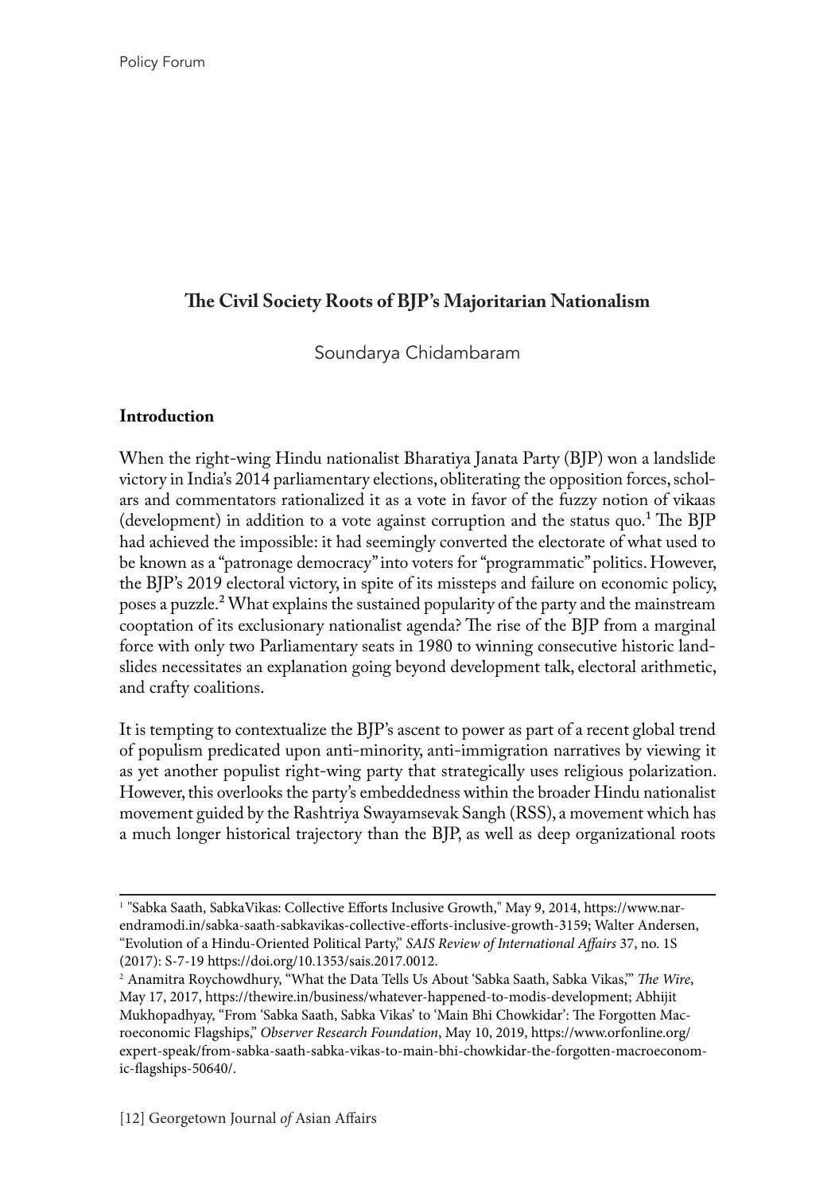## The Civil Society Roots of BJP's Majoritarian Nationalism

Soundarya Chidambaram

### Introduction

When the right-wing Hindu nationalist Bharatiya Janata Party (BJP) won a landslide victory in India's 2014 parliamentary elections, obliterating the opposition forces, scholars and commentators rationalized it as a vote in favor of the fuzzy notion of vikaas (development) in addition to a vote against corruption and the status quo.[1] The BJP had achieved the impossible: it had seemingly converted the electorate of what used to be known as a "patronage democracy" into voters for "programmatic" politics. However, the BJP's 2019 electoral victory, in spite of its missteps and failure on economic policy, poses a puzzle.[2] What explains the sustained popularity of the party and the mainstream cooptation of its exclusionary nationalist agenda? The rise of the BJP from a marginal force with only two Parliamentary seats in 1980 to winning consecutive historic landslides necessitates an explanation going beyond development talk, electoral arithmetic, and crafty coalitions.

It is tempting to contextualize the BJP's ascent to power as part of a recent global trend of populism predicated upon anti-minority, anti-immigration narratives by viewing it as yet another populist right-wing party that strategically uses religious polarization. However, this overlooks the party's embeddedness within the broader Hindu nationalist movement guided by the Rashtriya Swayamsevak Sangh (RSS), a movement which has a much longer historical trajectory than the BJP, as well as deep organizational roots

---

[1] "Sabka Saath, SabkaVikas: Collective Efforts Inclusive Growth," May 9, 2014, https://www.narendramodi.in/sabka-saath-sabkavikas-collective-efforts-inclusive-growth-3159; Walter Andersen, "Evolution of a Hindu-Oriented Political Party," *SAIS Review of International Affairs* 37, no. 1S (2017): S-7-19 https://doi.org/10.1353/sais.2017.0012.

[2] Anamitra Roychowdhury, "What the Data Tells Us About 'Sabka Saath, Sabka Vikas,'" *The Wire*, May 17, 2017, https://thewire.in/business/whatever-happened-to-modis-development; Abhijit Mukhopadhyay, "From 'Sabka Saath, Sabka Vikas' to 'Main Bhi Chowkidar': The Forgotten Macroeconomic Flagships," *Observer Research Foundation*, May 10, 2019, https://www.orfonline.org/expert-speak/from-sabka-saath-sabka-vikas-to-main-bhi-chowkidar-the-forgotten-macroeconomic-flagships-50640/.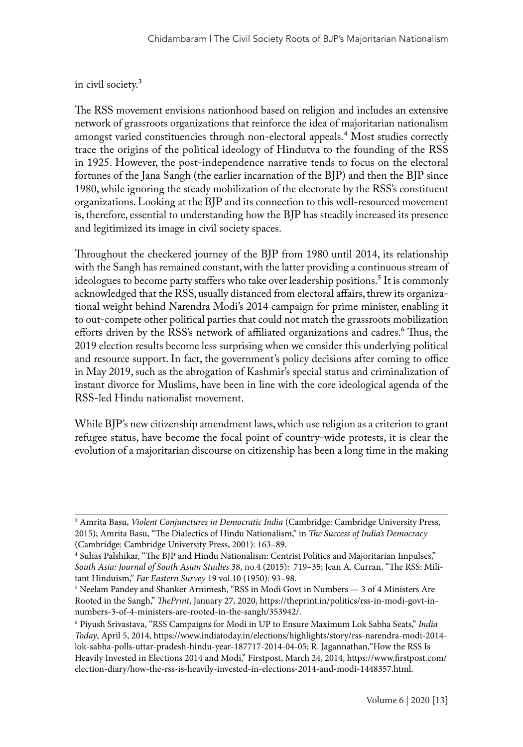in civil society.[3]

The RSS movement envisions nationhood based on religion and includes an extensive network of grassroots organizations that reinforce the idea of majoritarian nationalism amongst varied constituencies through non-electoral appeals.[4] Most studies correctly trace the origins of the political ideology of Hindutva to the founding of the RSS in 1925. However, the post-independence narrative tends to focus on the electoral fortunes of the Jana Sangh (the earlier incarnation of the BJP) and then the BJP since 1980, while ignoring the steady mobilization of the electorate by the RSS's constituent organizations. Looking at the BJP and its connection to this well-resourced movement is, therefore, essential to understanding how the BJP has steadily increased its presence and legitimized its image in civil society spaces.

Throughout the checkered journey of the BJP from 1980 until 2014, its relationship with the Sangh has remained constant, with the latter providing a continuous stream of ideologues to become party staffers who take over leadership positions.[5] It is commonly acknowledged that the RSS, usually distanced from electoral affairs, threw its organizational weight behind Narendra Modi's 2014 campaign for prime minister, enabling it to out-compete other political parties that could not match the grassroots mobilization efforts driven by the RSS's network of affiliated organizations and cadres.[6] Thus, the 2019 election results become less surprising when we consider this underlying political and resource support. In fact, the government's policy decisions after coming to office in May 2019, such as the abrogation of Kashmir's special status and criminalization of instant divorce for Muslims, have been in line with the core ideological agenda of the RSS-led Hindu nationalist movement.

While BJP's new citizenship amendment laws, which use religion as a criterion to grant refugee status, have become the focal point of country-wide protests, it is clear the evolution of a majoritarian discourse on citizenship has been a long time in the making

---

[3] Amrita Basu, *Violent Conjunctures in Democratic India* (Cambridge: Cambridge University Press, 2015); Amrita Basu, "The Dialectics of Hindu Nationalism," in *The Success of India's Democracy* (Cambridge: Cambridge University Press, 2001): 163–89.

[4] Suhas Palshikar, "The BJP and Hindu Nationalism: Centrist Politics and Majoritarian Impulses," *South Asia: Journal of South Asian Studies* 38, no.4 (2015): 719–35; Jean A. Curran, "The RSS: Militant Hinduism," *Far Eastern Survey* 19 vol.10 (1950): 93–98.

[5] Neelam Pandey and Shanker Arnimesh, "RSS in Modi Govt in Numbers — 3 of 4 Ministers Are Rooted in the Sangh," *ThePrint*, January 27, 2020, https://theprint.in/politics/rss-in-modi-govt-in-numbers-3-of-4-ministers-are-rooted-in-the-sangh/353942/.

[6] Piyush Srivastava, "RSS Campaigns for Modi in UP to Ensure Maximum Lok Sabha Seats," *India Today*, April 5, 2014, https://www.indiatoday.in/elections/highlights/story/rss-narendra-modi-2014-lok-sabha-polls-uttar-pradesh-hindu-year-187717-2014-04-05; R. Jagannathan,"How the RSS Is Heavily Invested in Elections 2014 and Modi," Firstpost, March 24, 2014, https://www.firstpost.com/election-diary/how-the-rss-is-heavily-invested-in-elections-2014-and-modi-1448357.html.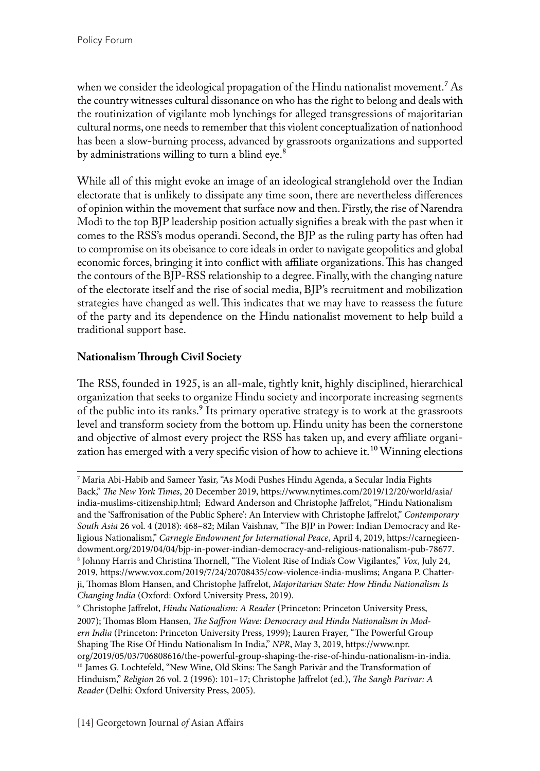when we consider the ideological propagation of the Hindu nationalist movement.[7] As the country witnesses cultural dissonance on who has the right to belong and deals with the routinization of vigilante mob lynchings for alleged transgressions of majoritarian cultural norms, one needs to remember that this violent conceptualization of nationhood has been a slow-burning process, advanced by grassroots organizations and supported by administrations willing to turn a blind eye.[8]

While all of this might evoke an image of an ideological stranglehold over the Indian electorate that is unlikely to dissipate any time soon, there are nevertheless differences of opinion within the movement that surface now and then. Firstly, the rise of Narendra Modi to the top BJP leadership position actually signifies a break with the past when it comes to the RSS's modus operandi. Second, the BJP as the ruling party has often had to compromise on its obeisance to core ideals in order to navigate geopolitics and global economic forces, bringing it into conflict with affiliate organizations. This has changed the contours of the BJP-RSS relationship to a degree. Finally, with the changing nature of the electorate itself and the rise of social media, BJP's recruitment and mobilization strategies have changed as well. This indicates that we may have to reassess the future of the party and its dependence on the Hindu nationalist movement to help build a traditional support base.

**Nationalism Through Civil Society**

The RSS, founded in 1925, is an all-male, tightly knit, highly disciplined, hierarchical organization that seeks to organize Hindu society and incorporate increasing segments of the public into its ranks.[9] Its primary operative strategy is to work at the grassroots level and transform society from the bottom up. Hindu unity has been the cornerstone and objective of almost every project the RSS has taken up, and every affiliate organization has emerged with a very specific vision of how to achieve it.[10] Winning elections

---

[7] Maria Abi-Habib and Sameer Yasir, "As Modi Pushes Hindu Agenda, a Secular India Fights Back," *The New York Times*, 20 December 2019, https://www.nytimes.com/2019/12/20/world/asia/india-muslims-citizenship.html; Edward Anderson and Christophe Jaffrelot, "Hindu Nationalism and the 'Saffronisation of the Public Sphere': An Interview with Christophe Jaffrelot," *Contemporary South Asia* 26 vol. 4 (2018): 468–82; Milan Vaishnav, "The BJP in Power: Indian Democracy and Religious Nationalism," *Carnegie Endowment for International Peace*, April 4, 2019, https://carnegieendowment.org/2019/04/04/bjp-in-power-indian-democracy-and-religious-nationalism-pub-78677.

[8] Johnny Harris and Christina Thornell, "The Violent Rise of India's Cow Vigilantes," *Vox*, July 24, 2019, https://www.vox.com/2019/7/24/20708435/cow-violence-india-muslims; Angana P. Chatterji, Thomas Blom Hansen, and Christophe Jaffrelot, *Majoritarian State: How Hindu Nationalism Is Changing India* (Oxford: Oxford University Press, 2019).

[9] Christophe Jaffrelot, *Hindu Nationalism: A Reader* (Princeton: Princeton University Press, 2007); Thomas Blom Hansen, *The Saffron Wave: Democracy and Hindu Nationalism in Modern India* (Princeton: Princeton University Press, 1999); Lauren Frayer, "The Powerful Group Shaping The Rise Of Hindu Nationalism In India," *NPR*, May 3, 2019, https://www.npr.org/2019/05/03/706808616/the-powerful-group-shaping-the-rise-of-hindu-nationalism-in-india.

[10] James G. Lochtefeld, "New Wine, Old Skins: The Sangh Parivār and the Transformation of Hinduism," *Religion* 26 vol. 2 (1996): 101–17; Christophe Jaffrelot (ed.), *The Sangh Parivar: A Reader* (Delhi: Oxford University Press, 2005).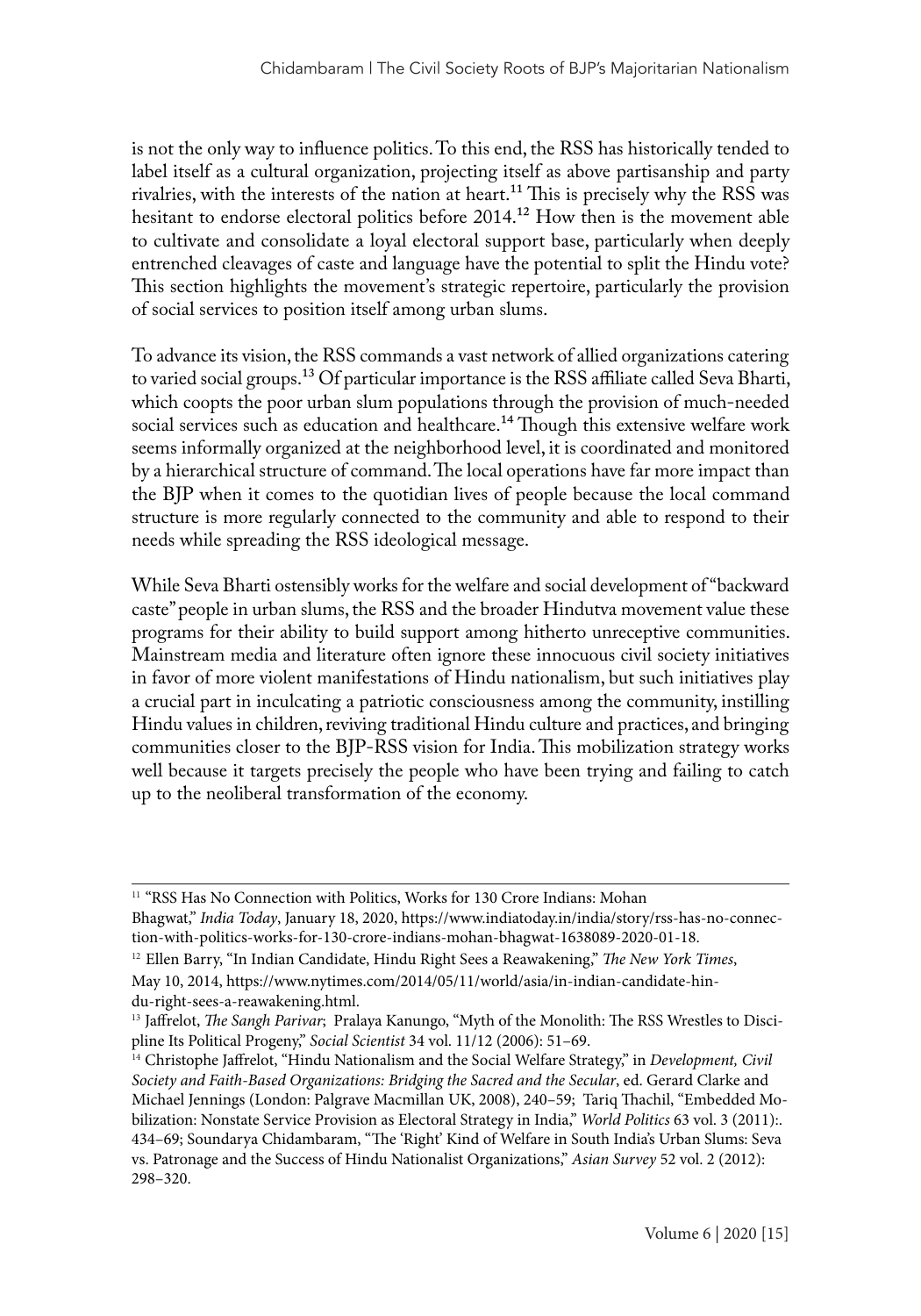is not the only way to influence politics. To this end, the RSS has historically tended to label itself as a cultural organization, projecting itself as above partisanship and party rivalries, with the interests of the nation at heart.[11] This is precisely why the RSS was hesitant to endorse electoral politics before 2014.[12] How then is the movement able to cultivate and consolidate a loyal electoral support base, particularly when deeply entrenched cleavages of caste and language have the potential to split the Hindu vote? This section highlights the movement's strategic repertoire, particularly the provision of social services to position itself among urban slums.

To advance its vision, the RSS commands a vast network of allied organizations catering to varied social groups.[13] Of particular importance is the RSS affiliate called Seva Bharti, which coopts the poor urban slum populations through the provision of much-needed social services such as education and healthcare.[14] Though this extensive welfare work seems informally organized at the neighborhood level, it is coordinated and monitored by a hierarchical structure of command. The local operations have far more impact than the BJP when it comes to the quotidian lives of people because the local command structure is more regularly connected to the community and able to respond to their needs while spreading the RSS ideological message.

While Seva Bharti ostensibly works for the welfare and social development of "backward caste" people in urban slums, the RSS and the broader Hindutva movement value these programs for their ability to build support among hitherto unreceptive communities. Mainstream media and literature often ignore these innocuous civil society initiatives in favor of more violent manifestations of Hindu nationalism, but such initiatives play a crucial part in inculcating a patriotic consciousness among the community, instilling Hindu values in children, reviving traditional Hindu culture and practices, and bringing communities closer to the BJP-RSS vision for India. This mobilization strategy works well because it targets precisely the people who have been trying and failing to catch up to the neoliberal transformation of the economy.

---

[11] "RSS Has No Connection with Politics, Works for 130 Crore Indians: Mohan Bhagwat," *India Today*, January 18, 2020, https://www.indiatoday.in/india/story/rss-has-no-connection-with-politics-works-for-130-crore-indians-mohan-bhagwat-1638089-2020-01-18.

[12] Ellen Barry, "In Indian Candidate, Hindu Right Sees a Reawakening," *The New York Times*, May 10, 2014, https://www.nytimes.com/2014/05/11/world/asia/in-indian-candidate-hindu-right-sees-a-reawakening.html.

[13] Jaffrelot, *The Sangh Parivar*; Pralaya Kanungo, "Myth of the Monolith: The RSS Wrestles to Discipline Its Political Progeny," *Social Scientist* 34 vol. 11/12 (2006): 51–69.

[14] Christophe Jaffrelot, "Hindu Nationalism and the Social Welfare Strategy," in *Development, Civil Society and Faith-Based Organizations: Bridging the Sacred and the Secular*, ed. Gerard Clarke and Michael Jennings (London: Palgrave Macmillan UK, 2008), 240–59; Tariq Thachil, "Embedded Mobilization: Nonstate Service Provision as Electoral Strategy in India," *World Politics* 63 vol. 3 (2011):. 434–69; Soundarya Chidambaram, "The 'Right' Kind of Welfare in South India's Urban Slums: Seva vs. Patronage and the Success of Hindu Nationalist Organizations," *Asian Survey* 52 vol. 2 (2012): 298–320.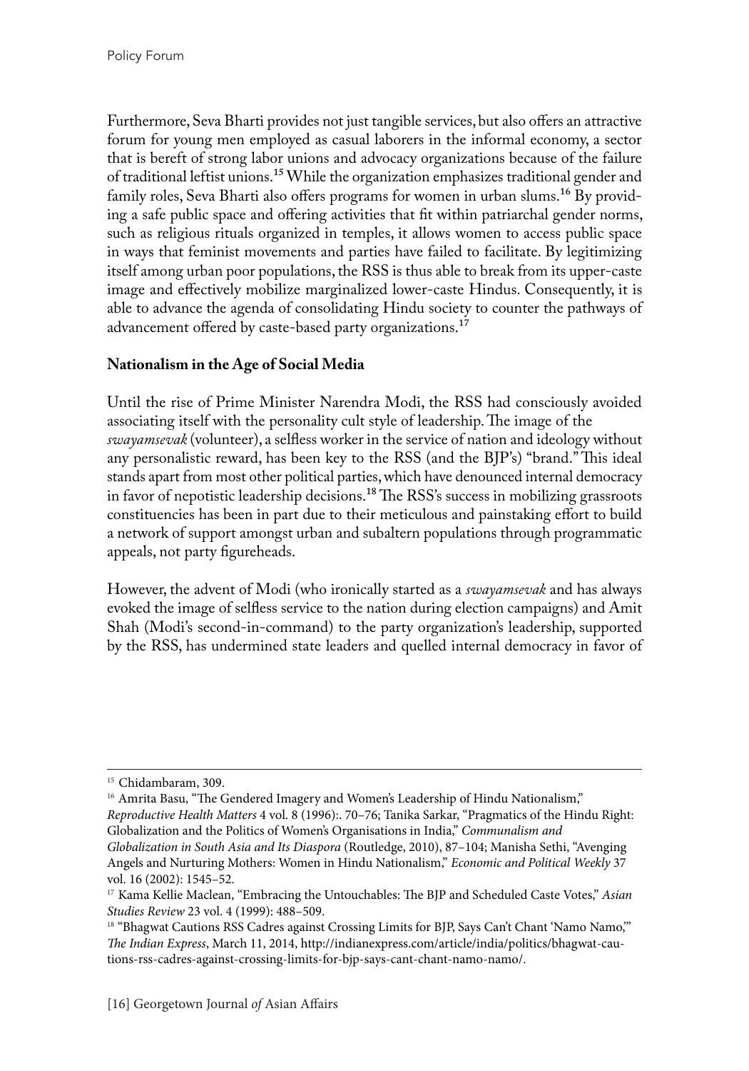Furthermore, Seva Bharti provides not just tangible services, but also offers an attractive forum for young men employed as casual laborers in the informal economy, a sector that is bereft of strong labor unions and advocacy organizations because of the failure of traditional leftist unions.[15] While the organization emphasizes traditional gender and family roles, Seva Bharti also offers programs for women in urban slums.[16] By providing a safe public space and offering activities that fit within patriarchal gender norms, such as religious rituals organized in temples, it allows women to access public space in ways that feminist movements and parties have failed to facilitate. By legitimizing itself among urban poor populations, the RSS is thus able to break from its upper-caste image and effectively mobilize marginalized lower-caste Hindus. Consequently, it is able to advance the agenda of consolidating Hindu society to counter the pathways of advancement offered by caste-based party organizations.[17]

**Nationalism in the Age of Social Media**

Until the rise of Prime Minister Narendra Modi, the RSS had consciously avoided associating itself with the personality cult style of leadership. The image of the *swayamsevak* (volunteer), a selfless worker in the service of nation and ideology without any personalistic reward, has been key to the RSS (and the BJP's) "brand." This ideal stands apart from most other political parties, which have denounced internal democracy in favor of nepotistic leadership decisions.[18] The RSS's success in mobilizing grassroots constituencies has been in part due to their meticulous and painstaking effort to build a network of support amongst urban and subaltern populations through programmatic appeals, not party figureheads.

However, the advent of Modi (who ironically started as a *swayamsevak* and has always evoked the image of selfless service to the nation during election campaigns) and Amit Shah (Modi's second-in-command) to the party organization's leadership, supported by the RSS, has undermined state leaders and quelled internal democracy in favor of

---

[15] Chidambaram, 309.

[16] Amrita Basu, "The Gendered Imagery and Women's Leadership of Hindu Nationalism," *Reproductive Health Matters* 4 vol. 8 (1996):. 70–76; Tanika Sarkar, "Pragmatics of the Hindu Right: Globalization and the Politics of Women's Organisations in India," *Communalism and Globalization in South Asia and Its Diaspora* (Routledge, 2010), 87–104; Manisha Sethi, "Avenging Angels and Nurturing Mothers: Women in Hindu Nationalism," *Economic and Political Weekly* 37 vol. 16 (2002): 1545–52.

[17] Kama Kellie Maclean, "Embracing the Untouchables: The BJP and Scheduled Caste Votes," *Asian Studies Review* 23 vol. 4 (1999): 488–509.

[18] "Bhagwat Cautions RSS Cadres against Crossing Limits for BJP, Says Can't Chant 'Namo Namo,'" *The Indian Express*, March 11, 2014, http://indianexpress.com/article/india/politics/bhagwat-cautions-rss-cadres-against-crossing-limits-for-bjp-says-cant-chant-namo-namo/.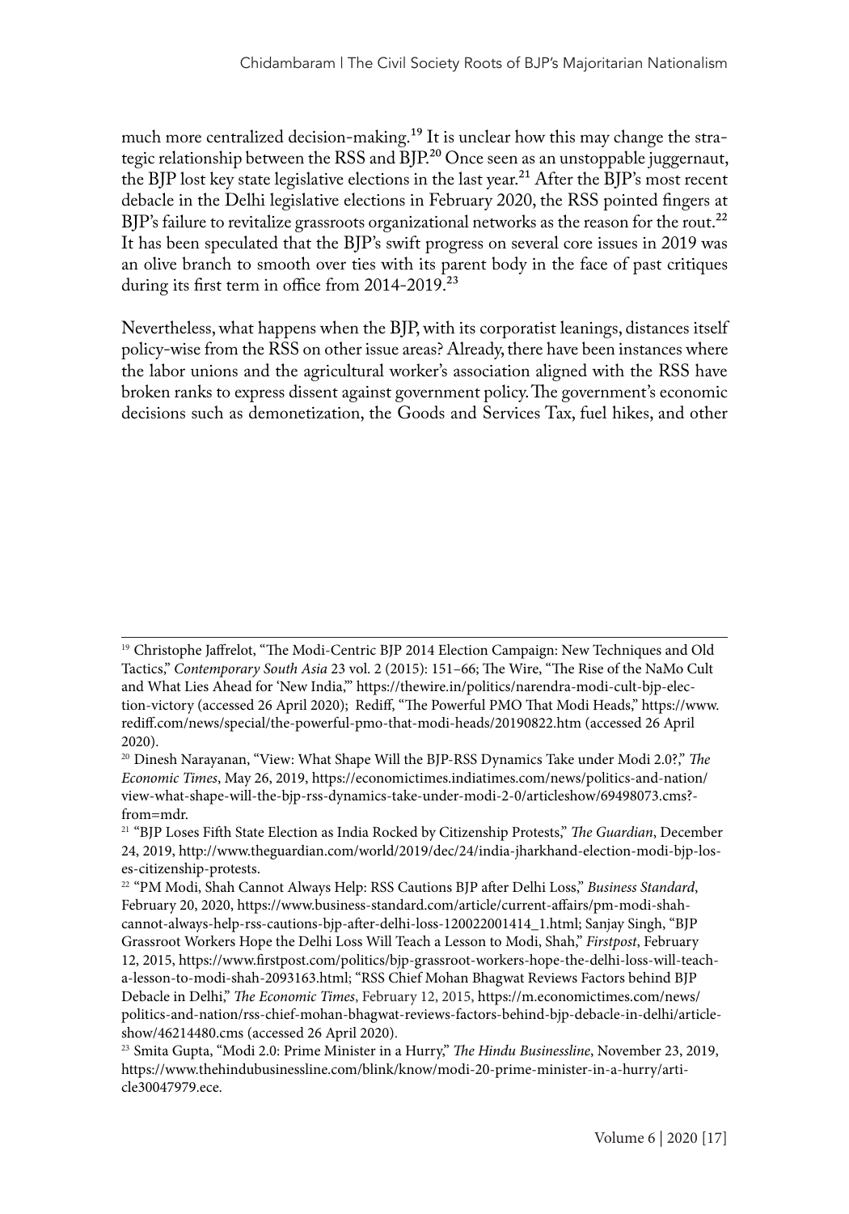much more centralized decision-making.[19] It is unclear how this may change the strategic relationship between the RSS and BJP.[20] Once seen as an unstoppable juggernaut, the BJP lost key state legislative elections in the last year.[21] After the BJP's most recent debacle in the Delhi legislative elections in February 2020, the RSS pointed fingers at BJP's failure to revitalize grassroots organizational networks as the reason for the rout.[22] It has been speculated that the BJP's swift progress on several core issues in 2019 was an olive branch to smooth over ties with its parent body in the face of past critiques during its first term in office from 2014-2019.[23]

Nevertheless, what happens when the BJP, with its corporatist leanings, distances itself policy-wise from the RSS on other issue areas? Already, there have been instances where the labor unions and the agricultural worker's association aligned with the RSS have broken ranks to express dissent against government policy. The government's economic decisions such as demonetization, the Goods and Services Tax, fuel hikes, and other

---

[19] Christophe Jaffrelot, "The Modi-Centric BJP 2014 Election Campaign: New Techniques and Old Tactics," *Contemporary South Asia* 23 vol. 2 (2015): 151–66; The Wire, "The Rise of the NaMo Cult and What Lies Ahead for 'New India,'" https://thewire.in/politics/narendra-modi-cult-bjp-election-victory (accessed 26 April 2020); Rediff, "The Powerful PMO That Modi Heads," https://www.rediff.com/news/special/the-powerful-pmo-that-modi-heads/20190822.htm (accessed 26 April 2020).

[20] Dinesh Narayanan, "View: What Shape Will the BJP-RSS Dynamics Take under Modi 2.0?," *The Economic Times*, May 26, 2019, https://economictimes.indiatimes.com/news/politics-and-nation/view-what-shape-will-the-bjp-rss-dynamics-take-under-modi-2-0/articleshow/69498073.cms?from=mdr.

[21] "BJP Loses Fifth State Election as India Rocked by Citizenship Protests," *The Guardian*, December 24, 2019, http://www.theguardian.com/world/2019/dec/24/india-jharkhand-election-modi-bjp-loses-citizenship-protests.

[22] "PM Modi, Shah Cannot Always Help: RSS Cautions BJP after Delhi Loss," *Business Standard*, February 20, 2020, https://www.business-standard.com/article/current-affairs/pm-modi-shah-cannot-always-help-rss-cautions-bjp-after-delhi-loss-120022001414_1.html; Sanjay Singh, "BJP Grassroot Workers Hope the Delhi Loss Will Teach a Lesson to Modi, Shah," *Firstpost*, February 12, 2015, https://www.firstpost.com/politics/bjp-grassroot-workers-hope-the-delhi-loss-will-teach-a-lesson-to-modi-shah-2093163.html; "RSS Chief Mohan Bhagwat Reviews Factors behind BJP Debacle in Delhi," *The Economic Times*, February 12, 2015, https://m.economictimes.com/news/politics-and-nation/rss-chief-mohan-bhagwat-reviews-factors-behind-bjp-debacle-in-delhi/articleshow/46214480.cms (accessed 26 April 2020).

[23] Smita Gupta, "Modi 2.0: Prime Minister in a Hurry," *The Hindu Businessline*, November 23, 2019, https://www.thehindubusinessline.com/blink/know/modi-20-prime-minister-in-a-hurry/article30047979.ece.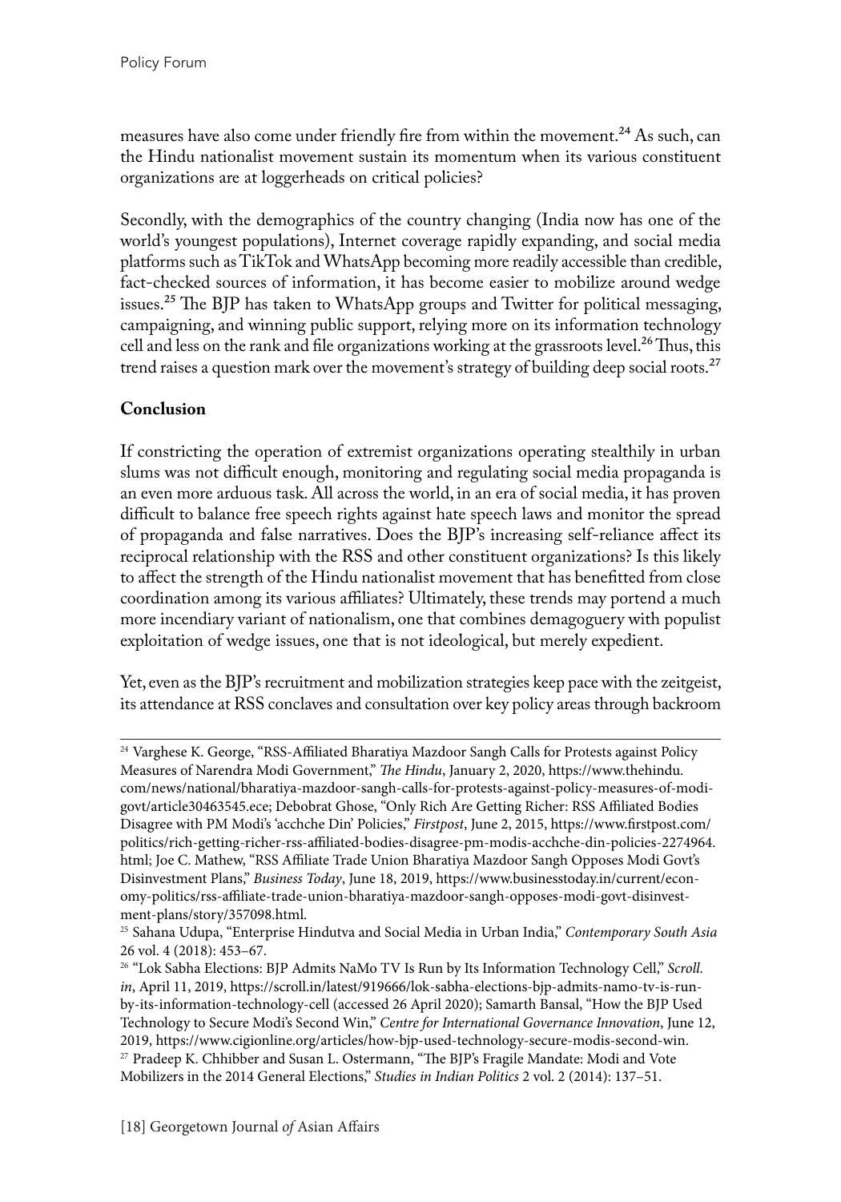measures have also come under friendly fire from within the movement.[24] As such, can the Hindu nationalist movement sustain its momentum when its various constituent organizations are at loggerheads on critical policies?

Secondly, with the demographics of the country changing (India now has one of the world's youngest populations), Internet coverage rapidly expanding, and social media platforms such as TikTok and WhatsApp becoming more readily accessible than credible, fact-checked sources of information, it has become easier to mobilize around wedge issues.[25] The BJP has taken to WhatsApp groups and Twitter for political messaging, campaigning, and winning public support, relying more on its information technology cell and less on the rank and file organizations working at the grassroots level.[26] Thus, this trend raises a question mark over the movement's strategy of building deep social roots.[27]

**Conclusion**

If constricting the operation of extremist organizations operating stealthily in urban slums was not difficult enough, monitoring and regulating social media propaganda is an even more arduous task. All across the world, in an era of social media, it has proven difficult to balance free speech rights against hate speech laws and monitor the spread of propaganda and false narratives. Does the BJP's increasing self-reliance affect its reciprocal relationship with the RSS and other constituent organizations? Is this likely to affect the strength of the Hindu nationalist movement that has benefitted from close coordination among its various affiliates? Ultimately, these trends may portend a much more incendiary variant of nationalism, one that combines demagoguery with populist exploitation of wedge issues, one that is not ideological, but merely expedient.

Yet, even as the BJP's recruitment and mobilization strategies keep pace with the zeitgeist, its attendance at RSS conclaves and consultation over key policy areas through backroom

---

[24] Varghese K. George, "RSS-Affiliated Bharatiya Mazdoor Sangh Calls for Protests against Policy Measures of Narendra Modi Government," *The Hindu*, January 2, 2020, https://www.thehindu.com/news/national/bharatiya-mazdoor-sangh-calls-for-protests-against-policy-measures-of-modi-govt/article30463545.ece; Debobrat Ghose, "Only Rich Are Getting Richer: RSS Affiliated Bodies Disagree with PM Modi's 'acchche Din' Policies," *Firstpost*, June 2, 2015, https://www.firstpost.com/politics/rich-getting-richer-rss-affiliated-bodies-disagree-pm-modis-acchche-din-policies-2274964.html; Joe C. Mathew, "RSS Affiliate Trade Union Bharatiya Mazdoor Sangh Opposes Modi Govt's Disinvestment Plans," *Business Today*, June 18, 2019, https://www.businesstoday.in/current/economy-politics/rss-affiliate-trade-union-bharatiya-mazdoor-sangh-opposes-modi-govt-disinvestment-plans/story/357098.html.

[25] Sahana Udupa, "Enterprise Hindutva and Social Media in Urban India," *Contemporary South Asia* 26 vol. 4 (2018): 453–67.

[26] "Lok Sabha Elections: BJP Admits NaMo TV Is Run by Its Information Technology Cell," *Scroll.in*, April 11, 2019, https://scroll.in/latest/919666/lok-sabha-elections-bjp-admits-namo-tv-is-run-by-its-information-technology-cell (accessed 26 April 2020); Samarth Bansal, "How the BJP Used Technology to Secure Modi's Second Win," *Centre for International Governance Innovation*, June 12, 2019, https://www.cigionline.org/articles/how-bjp-used-technology-secure-modis-second-win.

[27] Pradeep K. Chhibber and Susan L. Ostermann, "The BJP's Fragile Mandate: Modi and Vote Mobilizers in the 2014 General Elections," *Studies in Indian Politics* 2 vol. 2 (2014): 137–51.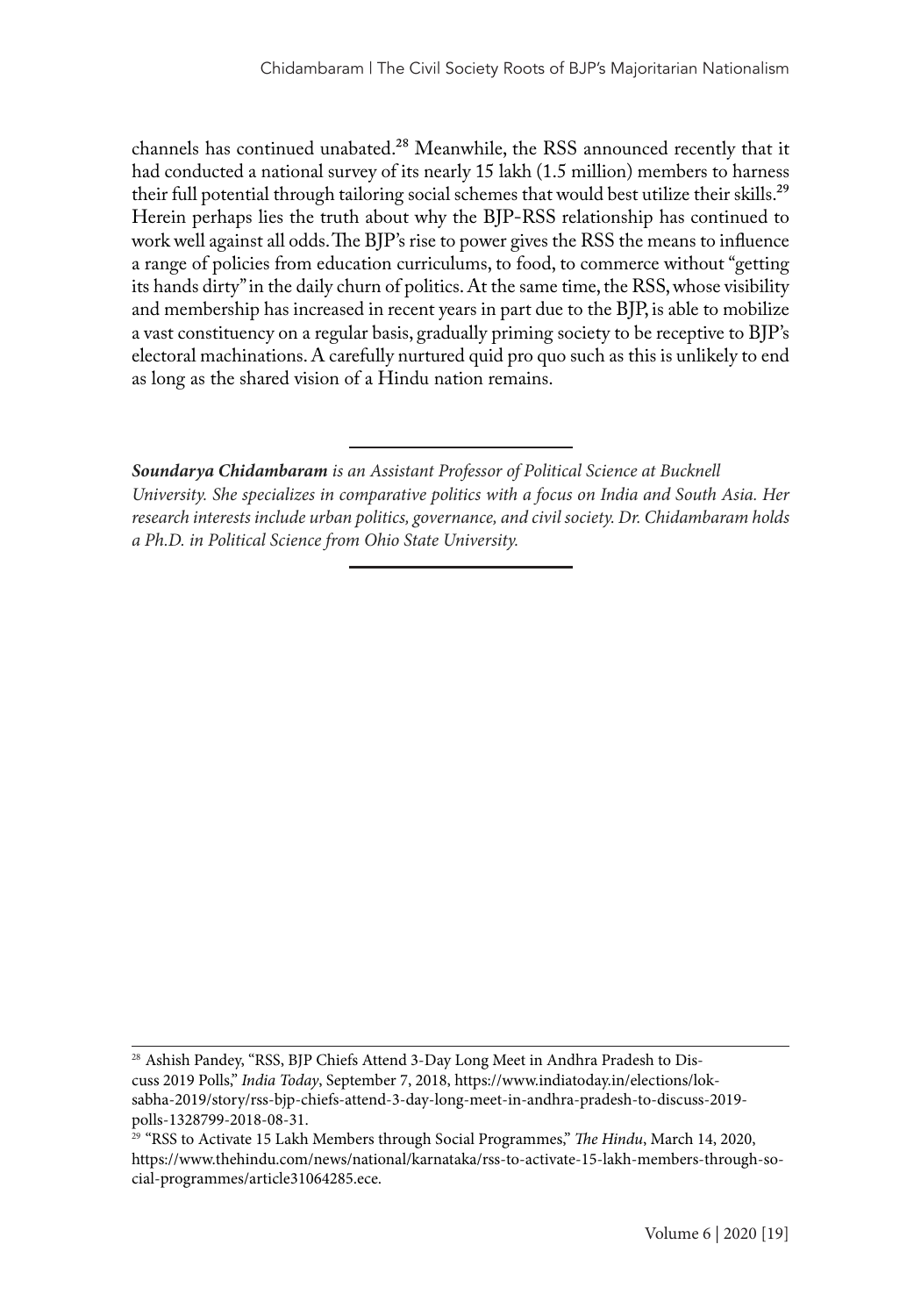channels has continued unabated.[28] Meanwhile, the RSS announced recently that it had conducted a national survey of its nearly 15 lakh (1.5 million) members to harness their full potential through tailoring social schemes that would best utilize their skills.[29] Herein perhaps lies the truth about why the BJP-RSS relationship has continued to work well against all odds. The BJP's rise to power gives the RSS the means to influence a range of policies from education curriculums, to food, to commerce without "getting its hands dirty" in the daily churn of politics. At the same time, the RSS, whose visibility and membership has increased in recent years in part due to the BJP, is able to mobilize a vast constituency on a regular basis, gradually priming society to be receptive to BJP's electoral machinations. A carefully nurtured quid pro quo such as this is unlikely to end as long as the shared vision of a Hindu nation remains.

---

***Soundarya Chidambaram*** *is an Assistant Professor of Political Science at Bucknell University. She specializes in comparative politics with a focus on India and South Asia. Her research interests include urban politics, governance, and civil society. Dr. Chidambaram holds a Ph.D. in Political Science from Ohio State University.*

---

[28] Ashish Pandey, "RSS, BJP Chiefs Attend 3-Day Long Meet in Andhra Pradesh to Discuss 2019 Polls," *India Today*, September 7, 2018, https://www.indiatoday.in/elections/lok-sabha-2019/story/rss-bjp-chiefs-attend-3-day-long-meet-in-andhra-pradesh-to-discuss-2019-polls-1328799-2018-08-31.

[29] "RSS to Activate 15 Lakh Members through Social Programmes," *The Hindu*, March 14, 2020, https://www.thehindu.com/news/national/karnataka/rss-to-activate-15-lakh-members-through-social-programmes/article31064285.ece.